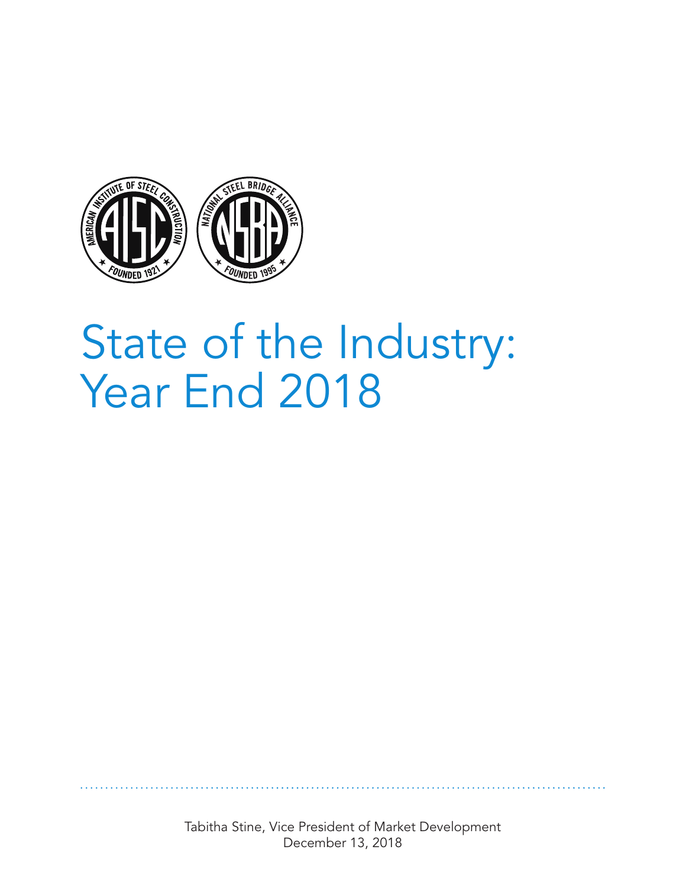# State of the Industry: Year End 2018

Tabitha Stine, Vice President of Market Development
December 13, 2018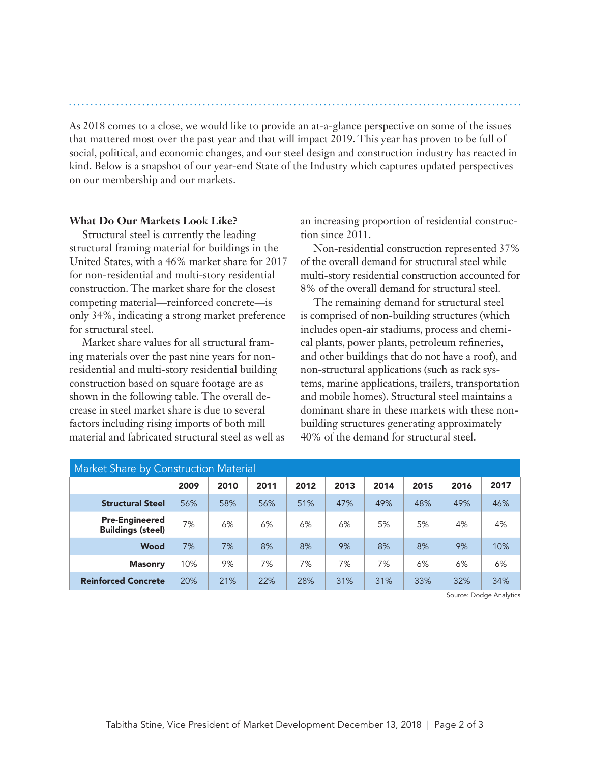As 2018 comes to a close, we would like to provide an at-a-glance perspective on some of the issues that mattered most over the past year and that will impact 2019. This year has proven to be full of social, political, and economic changes, and our steel design and construction industry has reacted in kind. Below is a snapshot of our year-end State of the Industry which captures updated perspectives on our membership and our markets.

**What Do Our Markets Look Like?**

Structural steel is currently the leading structural framing material for buildings in the United States, with a 46% market share for 2017 for non-residential and multi-story residential construction. The market share for the closest competing material—reinforced concrete—is only 34%, indicating a strong market preference for structural steel.

Market share values for all structural framing materials over the past nine years for non-residential and multi-story residential building construction based on square footage are as shown in the following table. The overall decrease in steel market share is due to several factors including rising imports of both mill material and fabricated structural steel as well as an increasing proportion of residential construction since 2011.

Non-residential construction represented 37% of the overall demand for structural steel while multi-story residential construction accounted for 8% of the overall demand for structural steel.

The remaining demand for structural steel is comprised of non-building structures (which includes open-air stadiums, process and chemical plants, power plants, petroleum refineries, and other buildings that do not have a roof), and non-structural applications (such as rack systems, marine applications, trailers, transportation and mobile homes). Structural steel maintains a dominant share in these markets with these non-building structures generating approximately 40% of the demand for structural steel.

**Market Share by Construction Material**

| | 2009 | 2010 | 2011 | 2012 | 2013 | 2014 | 2015 | 2016 | 2017 |
|---|---|---|---|---|---|---|---|---|---|
| **Structural Steel** | 56% | 58% | 56% | 51% | 47% | 49% | 48% | 49% | 46% |
| **Pre-Engineered Buildings (steel)** | 7% | 6% | 6% | 6% | 6% | 5% | 5% | 4% | 4% |
| **Wood** | 7% | 7% | 8% | 8% | 9% | 8% | 8% | 9% | 10% |
| **Masonry** | 10% | 9% | 7% | 7% | 7% | 7% | 6% | 6% | 6% |
| **Reinforced Concrete** | 20% | 21% | 22% | 28% | 31% | 31% | 33% | 32% | 34% |

Source: Dodge Analytics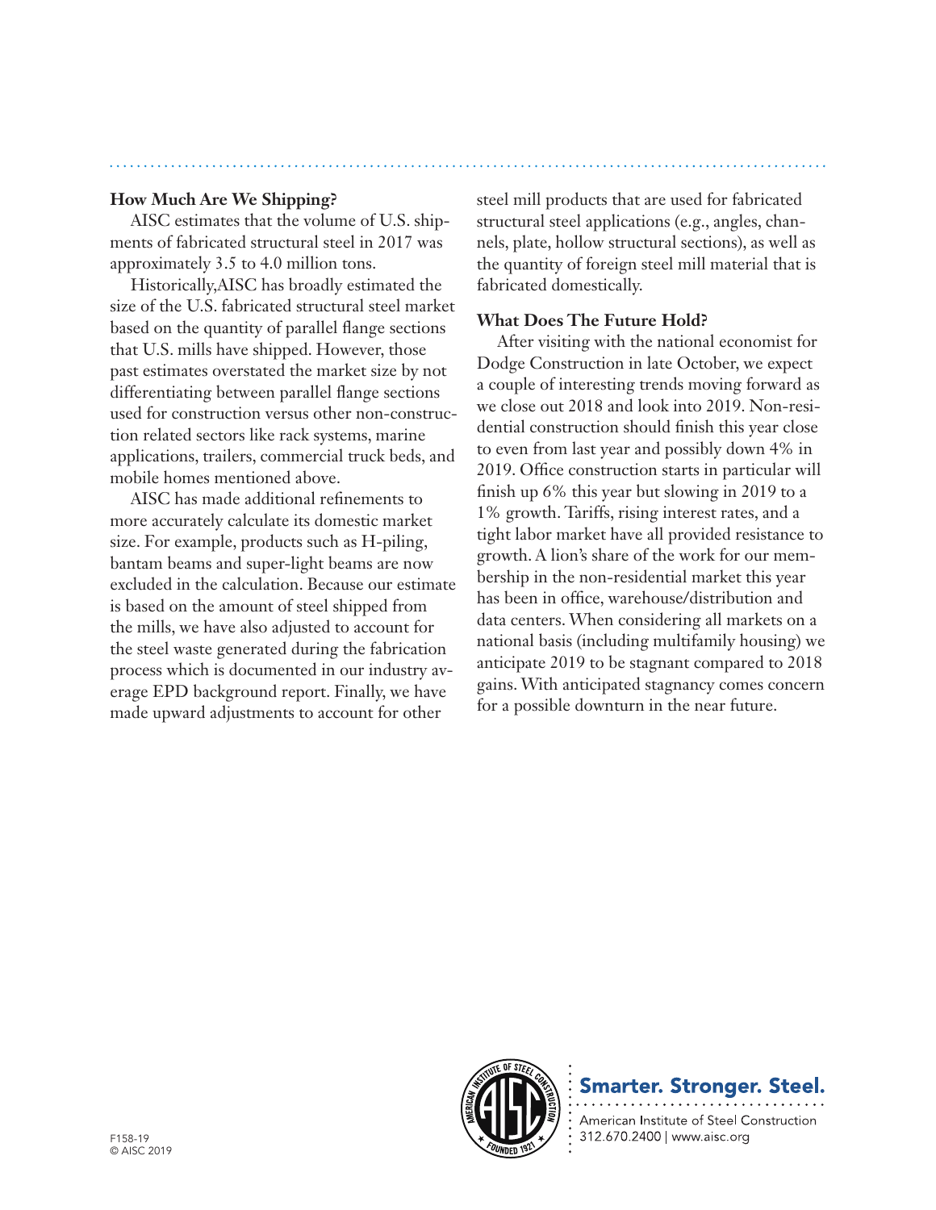## How Much Are We Shipping?

AISC estimates that the volume of U.S. shipments of fabricated structural steel in 2017 was approximately 3.5 to 4.0 million tons.

Historically,AISC has broadly estimated the size of the U.S. fabricated structural steel market based on the quantity of parallel flange sections that U.S. mills have shipped. However, those past estimates overstated the market size by not differentiating between parallel flange sections used for construction versus other non-construction related sectors like rack systems, marine applications, trailers, commercial truck beds, and mobile homes mentioned above.

AISC has made additional refinements to more accurately calculate its domestic market size. For example, products such as H-piling, bantam beams and super-light beams are now excluded in the calculation. Because our estimate is based on the amount of steel shipped from the mills, we have also adjusted to account for the steel waste generated during the fabrication process which is documented in our industry average EPD background report. Finally, we have made upward adjustments to account for other steel mill products that are used for fabricated structural steel applications (e.g., angles, channels, plate, hollow structural sections), as well as the quantity of foreign steel mill material that is fabricated domestically.

## What Does The Future Hold?

After visiting with the national economist for Dodge Construction in late October, we expect a couple of interesting trends moving forward as we close out 2018 and look into 2019. Non-residential construction should finish this year close to even from last year and possibly down 4% in 2019. Office construction starts in particular will finish up 6% this year but slowing in 2019 to a 1% growth. Tariffs, rising interest rates, and a tight labor market have all provided resistance to growth. A lion's share of the work for our membership in the non-residential market this year has been in office, warehouse/distribution and data centers. When considering all markets on a national basis (including multifamily housing) we anticipate 2019 to be stagnant compared to 2018 gains. With anticipated stagnancy comes concern for a possible downturn in the near future.

Smarter. Stronger. Steel.

American Institute of Steel Construction
312.670.2400 | www.aisc.org

F158-19
© AISC 2019